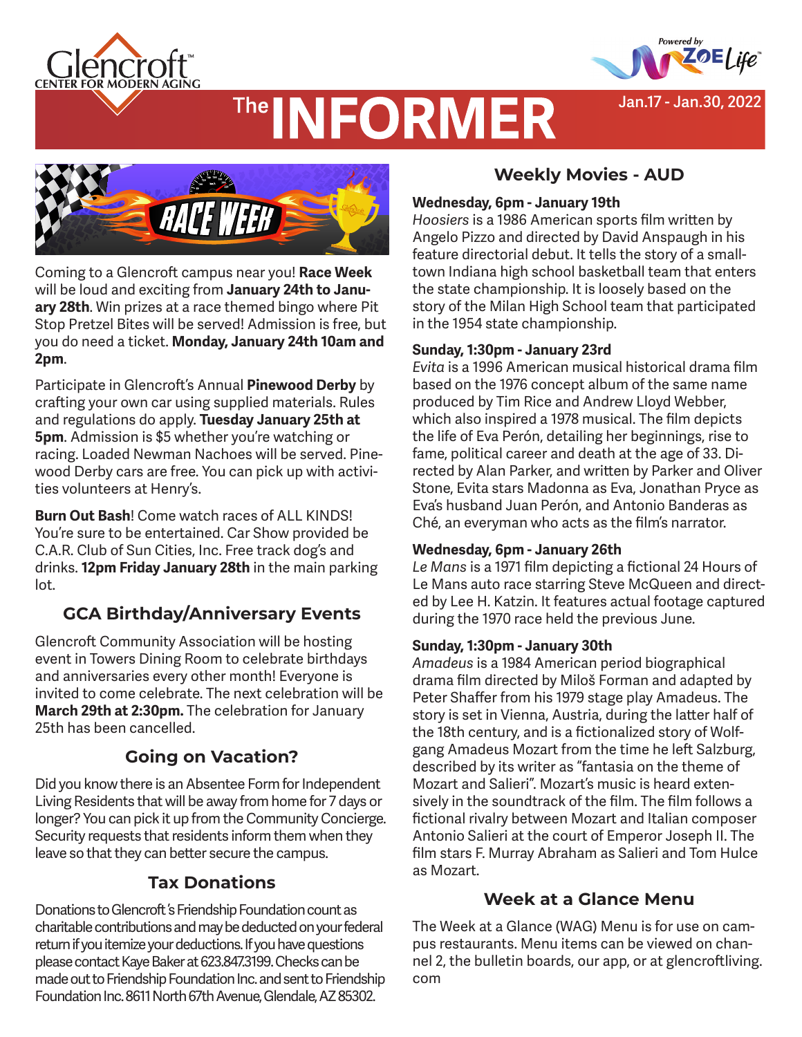# The INFORMER

Glencroft Center for Modern Aging

Jan.17 - Jan.30, 2022

Coming to a Glencroft campus near you! **Race Week** will be loud and exciting from **January 24th to January 28th**. Win prizes at a race themed bingo where Pit Stop Pretzel Bites will be served! Admission is free, but you do need a ticket. **Monday, January 24th 10am and 2pm**.

Participate in Glencroft's Annual **Pinewood Derby** by crafting your own car using supplied materials. Rules and regulations do apply. **Tuesday January 25th at 5pm**. Admission is $5 whether you're watching or racing. Loaded Newman Nachoes will be served. Pinewood Derby cars are free. You can pick up with activities volunteers at Henry's.

**Burn Out Bash**! Come watch races of ALL KINDS! You're sure to be entertained. Car Show provided be C.A.R. Club of Sun Cities, Inc. Free track dog's and drinks. **12pm Friday January 28th** in the main parking lot.

## GCA Birthday/Anniversary Events

Glencroft Community Association will be hosting event in Towers Dining Room to celebrate birthdays and anniversaries every other month! Everyone is invited to come celebrate. The next celebration will be **March 29th at 2:30pm.** The celebration for January 25th has been cancelled.

## Going on Vacation?

Did you know there is an Absentee Form for Independent Living Residents that will be away from home for 7 days or longer? You can pick it up from the Community Concierge. Security requests that residents inform them when they leave so that they can better secure the campus.

## Tax Donations

Donations to Glencroft's Friendship Foundation count as charitable contributions and may be deducted on your federal return if you itemize your deductions. If you have questions please contact Kaye Baker at 623.847.3199. Checks can be made out to Friendship Foundation Inc. and sent to Friendship Foundation Inc. 8611 North 67th Avenue, Glendale, AZ 85302.

## Weekly Movies - AUD

**Wednesday, 6pm - January 19th**
*Hoosiers* is a 1986 American sports film written by Angelo Pizzo and directed by David Anspaugh in his feature directorial debut. It tells the story of a small-town Indiana high school basketball team that enters the state championship. It is loosely based on the story of the Milan High School team that participated in the 1954 state championship.

**Sunday, 1:30pm - January 23rd**
*Evita* is a 1996 American musical historical drama film based on the 1976 concept album of the same name produced by Tim Rice and Andrew Lloyd Webber, which also inspired a 1978 musical. The film depicts the life of Eva Perón, detailing her beginnings, rise to fame, political career and death at the age of 33. Directed by Alan Parker, and written by Parker and Oliver Stone, Evita stars Madonna as Eva, Jonathan Pryce as Eva's husband Juan Perón, and Antonio Banderas as Ché, an everyman who acts as the film's narrator.

**Wednesday, 6pm - January 26th**
*Le Mans* is a 1971 film depicting a fictional 24 Hours of Le Mans auto race starring Steve McQueen and directed by Lee H. Katzin. It features actual footage captured during the 1970 race held the previous June.

**Sunday, 1:30pm - January 30th**
*Amadeus* is a 1984 American period biographical drama film directed by Miloš Forman and adapted by Peter Shaffer from his 1979 stage play Amadeus. The story is set in Vienna, Austria, during the latter half of the 18th century, and is a fictionalized story of Wolfgang Amadeus Mozart from the time he left Salzburg, described by its writer as "fantasia on the theme of Mozart and Salieri". Mozart's music is heard extensively in the soundtrack of the film. The film follows a fictional rivalry between Mozart and Italian composer Antonio Salieri at the court of Emperor Joseph II. The film stars F. Murray Abraham as Salieri and Tom Hulce as Mozart.

## Week at a Glance Menu

The Week at a Glance (WAG) Menu is for use on campus restaurants. Menu items can be viewed on channel 2, the bulletin boards, our app, or at glencroftliving.com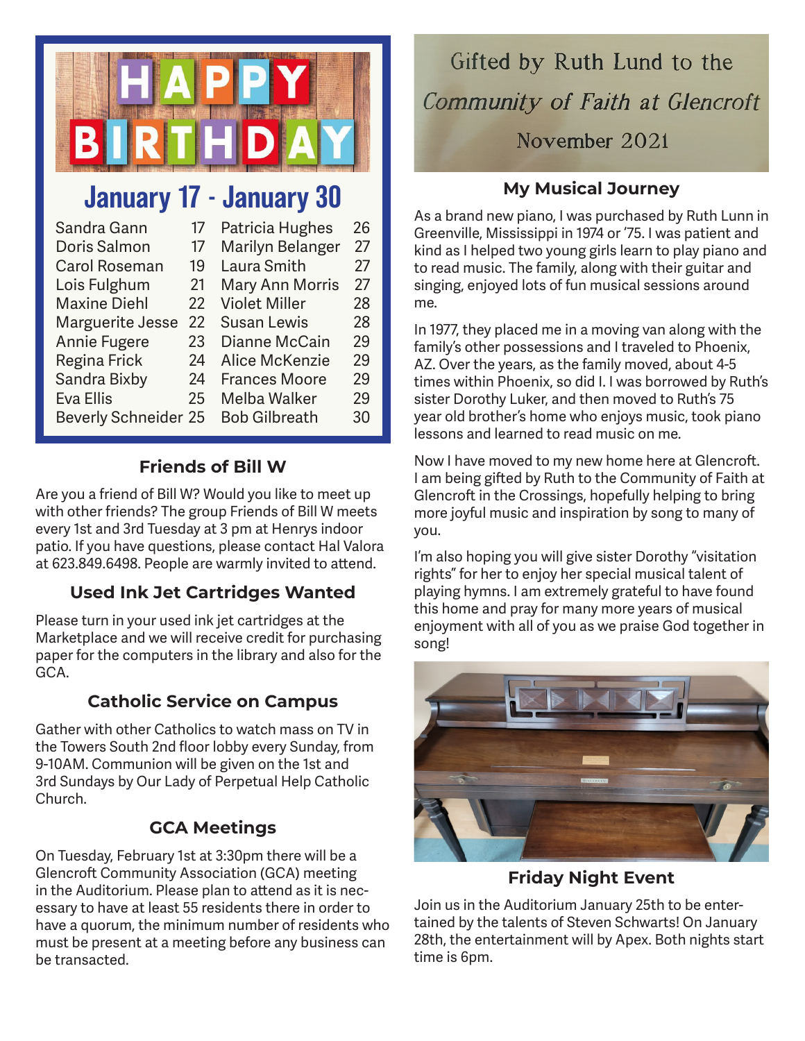# HAPPY BIRTHDAY

## January 17 - January 30

| | | | |
|---|---|---|---|
| Sandra Gann | 17 | Patricia Hughes | 26 |
| Doris Salmon | 17 | Marilyn Belanger | 27 |
| Carol Roseman | 19 | Laura Smith | 27 |
| Lois Fulghum | 21 | Mary Ann Morris | 27 |
| Maxine Diehl | 22 | Violet Miller | 28 |
| Marguerite Jesse | 22 | Susan Lewis | 28 |
| Annie Fugere | 23 | Dianne McCain | 29 |
| Regina Frick | 24 | Alice McKenzie | 29 |
| Sandra Bixby | 24 | Frances Moore | 29 |
| Eva Ellis | 25 | Melba Walker | 29 |
| Beverly Schneider | 25 | Bob Gilbreath | 30 |

### Friends of Bill W

Are you a friend of Bill W? Would you like to meet up with other friends? The group Friends of Bill W meets every 1st and 3rd Tuesday at 3 pm at Henrys indoor patio. If you have questions, please contact Hal Valora at 623.849.6498. People are warmly invited to attend.

### Used Ink Jet Cartridges Wanted

Please turn in your used ink jet cartridges at the Marketplace and we will receive credit for purchasing paper for the computers in the library and also for the GCA.

### Catholic Service on Campus

Gather with other Catholics to watch mass on TV in the Towers South 2nd floor lobby every Sunday, from 9-10AM. Communion will be given on the 1st and 3rd Sundays by Our Lady of Perpetual Help Catholic Church.

### GCA Meetings

On Tuesday, February 1st at 3:30pm there will be a Glencroft Community Association (GCA) meeting in the Auditorium. Please plan to attend as it is necessary to have at least 55 residents there in order to have a quorum, the minimum number of residents who must be present at a meeting before any business can be transacted.

Gifted by Ruth Lund to the
*Community of Faith at Glencroft*
November 2021

### My Musical Journey

As a brand new piano, I was purchased by Ruth Lunn in Greenville, Mississippi in 1974 or '75. I was patient and kind as I helped two young girls learn to play piano and to read music. The family, along with their guitar and singing, enjoyed lots of fun musical sessions around me.

In 1977, they placed me in a moving van along with the family's other possessions and I traveled to Phoenix, AZ. Over the years, as the family moved, about 4-5 times within Phoenix, so did I. I was borrowed by Ruth's sister Dorothy Luker, and then moved to Ruth's 75 year old brother's home who enjoys music, took piano lessons and learned to read music on me.

Now I have moved to my new home here at Glencroft. I am being gifted by Ruth to the Community of Faith at Glencroft in the Crossings, hopefully helping to bring more joyful music and inspiration by song to many of you.

I'm also hoping you will give sister Dorothy "visitation rights" for her to enjoy her special musical talent of playing hymns. I am extremely grateful to have found this home and pray for many more years of musical enjoyment with all of you as we praise God together in song!

### Friday Night Event

Join us in the Auditorium January 25th to be entertained by the talents of Steven Schwarts! On January 28th, the entertainment will by Apex. Both nights start time is 6pm.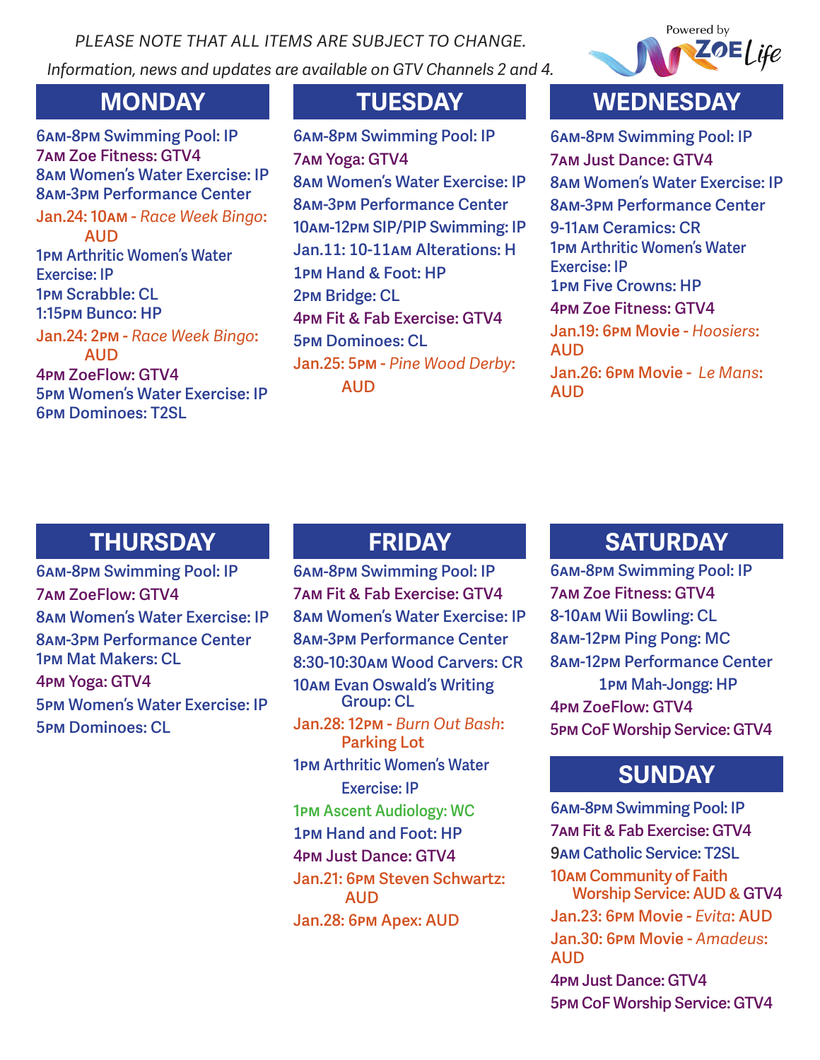*PLEASE NOTE THAT ALL ITEMS ARE SUBJECT TO CHANGE.*

*Information, news and updates are available on GTV Channels 2 and 4.*

Powered by ZOE Life

## MONDAY

6AM-8PM Swimming Pool: IP
7AM Zoe Fitness: GTV4
8AM Women's Water Exercise: IP
8AM-3PM Performance Center
Jan.24: 10AM - *Race Week Bingo*: AUD
1PM Arthritic Women's Water Exercise: IP
1PM Scrabble: CL
1:15PM Bunco: HP
Jan.24: 2PM - *Race Week Bingo*: AUD
4PM ZoeFlow: GTV4
5PM Women's Water Exercise: IP
6PM Dominoes: T2SL

## TUESDAY

6AM-8PM Swimming Pool: IP
7AM Yoga: GTV4
8AM Women's Water Exercise: IP
8AM-3PM Performance Center
10AM-12PM SIP/PIP Swimming: IP
Jan.11: 10-11AM Alterations: H
1PM Hand & Foot: HP
2PM Bridge: CL
4PM Fit & Fab Exercise: GTV4
5PM Dominoes: CL
Jan.25: 5PM - *Pine Wood Derby*: AUD

## WEDNESDAY

6AM-8PM Swimming Pool: IP
7AM Just Dance: GTV4
8AM Women's Water Exercise: IP
8AM-3PM Performance Center
9-11AM Ceramics: CR
1PM Arthritic Women's Water Exercise: IP
1PM Five Crowns: HP
4PM Zoe Fitness: GTV4
Jan.19: 6PM Movie - *Hoosiers*: AUD
Jan.26: 6PM Movie - *Le Mans*: AUD

## THURSDAY

6AM-8PM Swimming Pool: IP
7AM ZoeFlow: GTV4
8AM Women's Water Exercise: IP
8AM-3PM Performance Center
1PM Mat Makers: CL
4PM Yoga: GTV4
5PM Women's Water Exercise: IP
5PM Dominoes: CL

## FRIDAY

6AM-8PM Swimming Pool: IP
7AM Fit & Fab Exercise: GTV4
8AM Women's Water Exercise: IP
8AM-3PM Performance Center
8:30-10:30AM Wood Carvers: CR
10AM Evan Oswald's Writing Group: CL
Jan.28: 12PM - *Burn Out Bash*: Parking Lot
1PM Arthritic Women's Water Exercise: IP
1PM Ascent Audiology: WC
1PM Hand and Foot: HP
4PM Just Dance: GTV4
Jan.21: 6PM Steven Schwartz: AUD
Jan.28: 6PM Apex: AUD

## SATURDAY

6AM-8PM Swimming Pool: IP
7AM Zoe Fitness: GTV4
8-10AM Wii Bowling: CL
8AM-12PM Ping Pong: MC
8AM-12PM Performance Center
1PM Mah-Jongg: HP
4PM ZoeFlow: GTV4
5PM CoF Worship Service: GTV4

## SUNDAY

6AM-8PM Swimming Pool: IP
7AM Fit & Fab Exercise: GTV4
9AM Catholic Service: T2SL
10AM Community of Faith Worship Service: AUD & GTV4
Jan.23: 6PM Movie - *Evita*: AUD
Jan.30: 6PM Movie - *Amadeus*: AUD
4PM Just Dance: GTV4
5PM CoF Worship Service: GTV4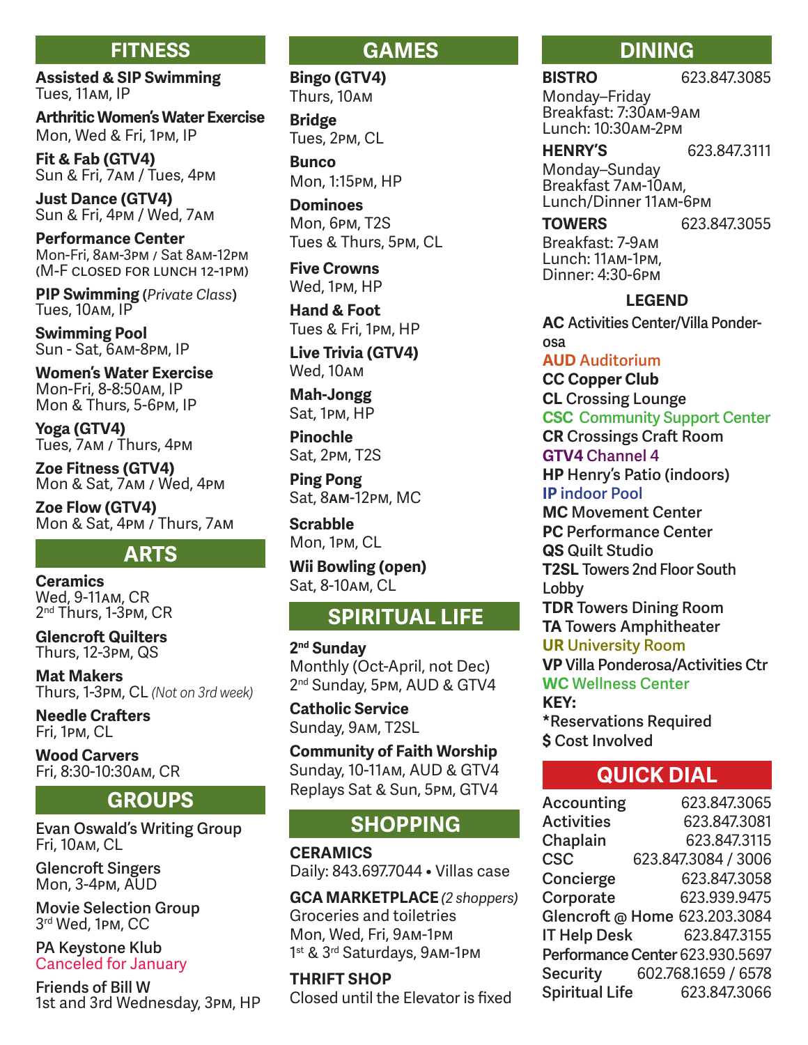## FITNESS

**Assisted & SIP Swimming**
Tues, 11AM, IP

**Arthritic Women's Water Exercise**
Mon, Wed & Fri, 1PM, IP

**Fit & Fab (GTV4)**
Sun & Fri, 7AM / Tues, 4PM

**Just Dance (GTV4)**
Sun & Fri, 4PM / Wed, 7AM

**Performance Center**
Mon-Fri, 8AM-3PM / Sat 8AM-12PM
(M-F CLOSED FOR LUNCH 12-1PM)

**PIP Swimming** (*Private Class*)
Tues, 10AM, IP

**Swimming Pool**
Sun - Sat, 6AM-8PM, IP

**Women's Water Exercise**
Mon-Fri, 8-8:50AM, IP
Mon & Thurs, 5-6PM, IP

**Yoga (GTV4)**
Tues, 7AM / Thurs, 4PM

**Zoe Fitness (GTV4)**
Mon & Sat, 7AM / Wed, 4PM

**Zoe Flow (GTV4)**
Mon & Sat, 4PM / Thurs, 7AM

## ARTS

**Ceramics**
Wed, 9-11AM, CR
2nd Thurs, 1-3PM, CR

**Glencroft Quilters**
Thurs, 12-3PM, QS

**Mat Makers**
Thurs, 1-3PM, CL *(Not on 3rd week)*

**Needle Crafters**
Fri, 1PM, CL

**Wood Carvers**
Fri, 8:30-10:30AM, CR

## GROUPS

Evan Oswald's Writing Group
Fri, 10AM, CL

Glencroft Singers
Mon, 3-4PM, AUD

Movie Selection Group
3rd Wed, 1PM, CC

PA Keystone Klub
Canceled for January

Friends of Bill W
1st and 3rd Wednesday, 3PM, HP

## GAMES

**Bingo (GTV4)**
Thurs, 10AM

**Bridge**
Tues, 2PM, CL

**Bunco**
Mon, 1:15PM, HP

**Dominoes**
Mon, 6PM, T2S
Tues & Thurs, 5PM, CL

**Five Crowns**
Wed, 1PM, HP

**Hand & Foot**
Tues & Fri, 1PM, HP

**Live Trivia (GTV4)**
Wed, 10AM

**Mah-Jongg**
Sat, 1PM, HP

**Pinochle**
Sat, 2PM, T2S

**Ping Pong**
Sat, 8AM-12PM, MC

**Scrabble**
Mon, 1PM, CL

**Wii Bowling (open)**
Sat, 8-10AM, CL

## SPIRITUAL LIFE

**2nd Sunday**
Monthly (Oct-April, not Dec)
2nd Sunday, 5PM, AUD & GTV4

**Catholic Service**
Sunday, 9AM, T2SL

**Community of Faith Worship**
Sunday, 10-11AM, AUD & GTV4
Replays Sat & Sun, 5PM, GTV4

## SHOPPING

**CERAMICS**
Daily: 843.697.7044 • Villas case

**GCA MARKETPLACE** *(2 shoppers)*
Groceries and toiletries
Mon, Wed, Fri, 9AM-1PM
1st & 3rd Saturdays, 9AM-1PM

**THRIFT SHOP**
Closed until the Elevator is fixed

## DINING

**BISTRO** 623.847.3085
Monday–Friday
Breakfast: 7:30AM-9AM
Lunch: 10:30AM-2PM

**HENRY'S** 623.847.3111
Monday–Sunday
Breakfast 7AM-10AM,
Lunch/Dinner 11AM-6PM

**TOWERS** 623.847.3055
Breakfast: 7-9AM
Lunch: 11AM-1PM,
Dinner: 4:30-6PM

### LEGEND

**AC** Activities Center/Villa Ponderosa
**AUD** Auditorium
**CC** Copper Club
**CL** Crossing Lounge
**CSC** Community Support Center
**CR** Crossings Craft Room
**GTV4** Channel 4
**HP** Henry's Patio (indoors)
**IP** indoor Pool
**MC** Movement Center
**PC** Performance Center
**QS** Quilt Studio
**T2SL** Towers 2nd Floor South Lobby
**TDR** Towers Dining Room
**TA** Towers Amphitheater
**UR** University Room
**VP** Villa Ponderosa/Activities Ctr
**WC** Wellness Center
**KEY:**
*Reservations Required
$ Cost Involved

## QUICK DIAL

| | |
|---|---|
| Accounting | 623.847.3065 |
| Activities | 623.847.3081 |
| Chaplain | 623.847.3115 |
| CSC | 623.847.3084 / 3006 |
| Concierge | 623.847.3058 |
| Corporate | 623.939.9475 |
| Glencroft @ Home | 623.203.3084 |
| IT Help Desk | 623.847.3155 |
| Performance Center | 623.930.5697 |
| Security | 602.768.1659 / 6578 |
| Spiritual Life | 623.847.3066 |